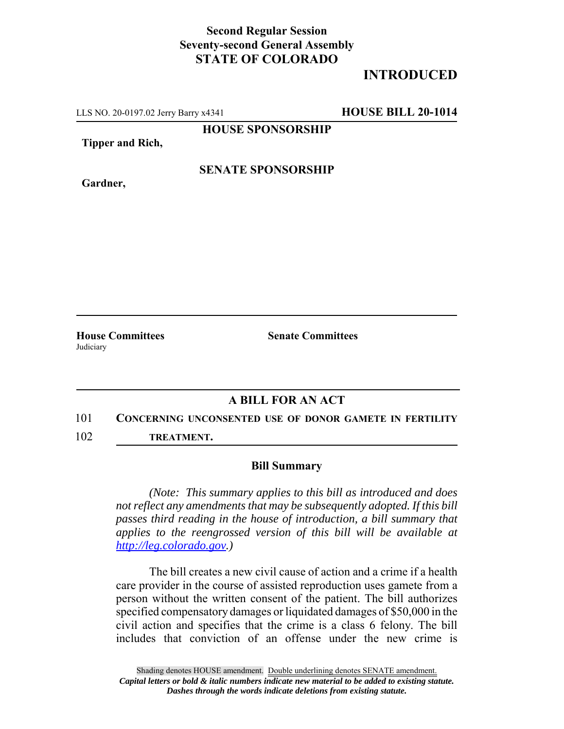**Second Regular Session**
**Seventy-second General Assembly**
**STATE OF COLORADO**

# INTRODUCED

LLS NO. 20-0197.02 Jerry Barry x4341 **HOUSE BILL 20-1014**

**HOUSE SPONSORSHIP**

**Tipper and Rich,**

**SENATE SPONSORSHIP**

**Gardner,**

**House Committees**
Judiciary

**Senate Committees**

## A BILL FOR AN ACT

101 **CONCERNING UNCONSENTED USE OF DONOR GAMETE IN FERTILITY**
102 **TREATMENT.**

### Bill Summary

*(Note: This summary applies to this bill as introduced and does not reflect any amendments that may be subsequently adopted. If this bill passes third reading in the house of introduction, a bill summary that applies to the reengrossed version of this bill will be available at http://leg.colorado.gov.)*

The bill creates a new civil cause of action and a crime if a health care provider in the course of assisted reproduction uses gamete from a person without the written consent of the patient. The bill authorizes specified compensatory damages or liquidated damages of $50,000 in the civil action and specifies that the crime is a class 6 felony. The bill includes that conviction of an offense under the new crime is

Shading denotes HOUSE amendment. Double underlining denotes SENATE amendment.
*Capital letters or bold & italic numbers indicate new material to be added to existing statute.*
*Dashes through the words indicate deletions from existing statute.*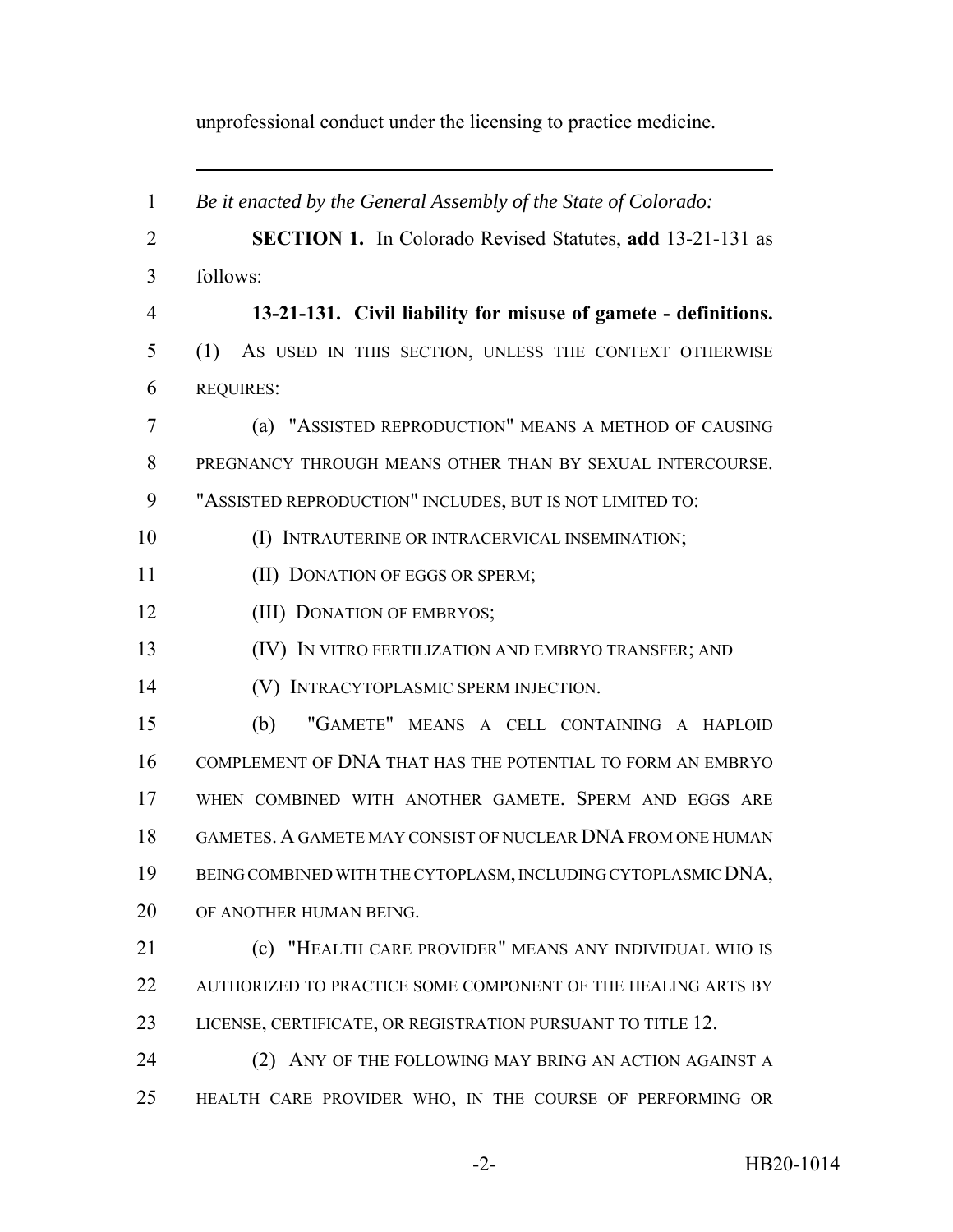unprofessional conduct under the licensing to practice medicine.

---

*Be it enacted by the General Assembly of the State of Colorado:*

**SECTION 1.** In Colorado Revised Statutes, **add** 13-21-131 as follows:

**13-21-131. Civil liability for misuse of gamete - definitions.** (1) AS USED IN THIS SECTION, UNLESS THE CONTEXT OTHERWISE REQUIRES:

(a) "ASSISTED REPRODUCTION" MEANS A METHOD OF CAUSING PREGNANCY THROUGH MEANS OTHER THAN BY SEXUAL INTERCOURSE. "ASSISTED REPRODUCTION" INCLUDES, BUT IS NOT LIMITED TO:

(I) INTRAUTERINE OR INTRACERVICAL INSEMINATION;

(II) DONATION OF EGGS OR SPERM;

(III) DONATION OF EMBRYOS;

(IV) IN VITRO FERTILIZATION AND EMBRYO TRANSFER; AND

(V) INTRACYTOPLASMIC SPERM INJECTION.

(b) "GAMETE" MEANS A CELL CONTAINING A HAPLOID COMPLEMENT OF DNA THAT HAS THE POTENTIAL TO FORM AN EMBRYO WHEN COMBINED WITH ANOTHER GAMETE. SPERM AND EGGS ARE GAMETES. A GAMETE MAY CONSIST OF NUCLEAR DNA FROM ONE HUMAN BEING COMBINED WITH THE CYTOPLASM, INCLUDING CYTOPLASMIC DNA, OF ANOTHER HUMAN BEING.

(c) "HEALTH CARE PROVIDER" MEANS ANY INDIVIDUAL WHO IS AUTHORIZED TO PRACTICE SOME COMPONENT OF THE HEALING ARTS BY LICENSE, CERTIFICATE, OR REGISTRATION PURSUANT TO TITLE 12.

(2) ANY OF THE FOLLOWING MAY BRING AN ACTION AGAINST A HEALTH CARE PROVIDER WHO, IN THE COURSE OF PERFORMING OR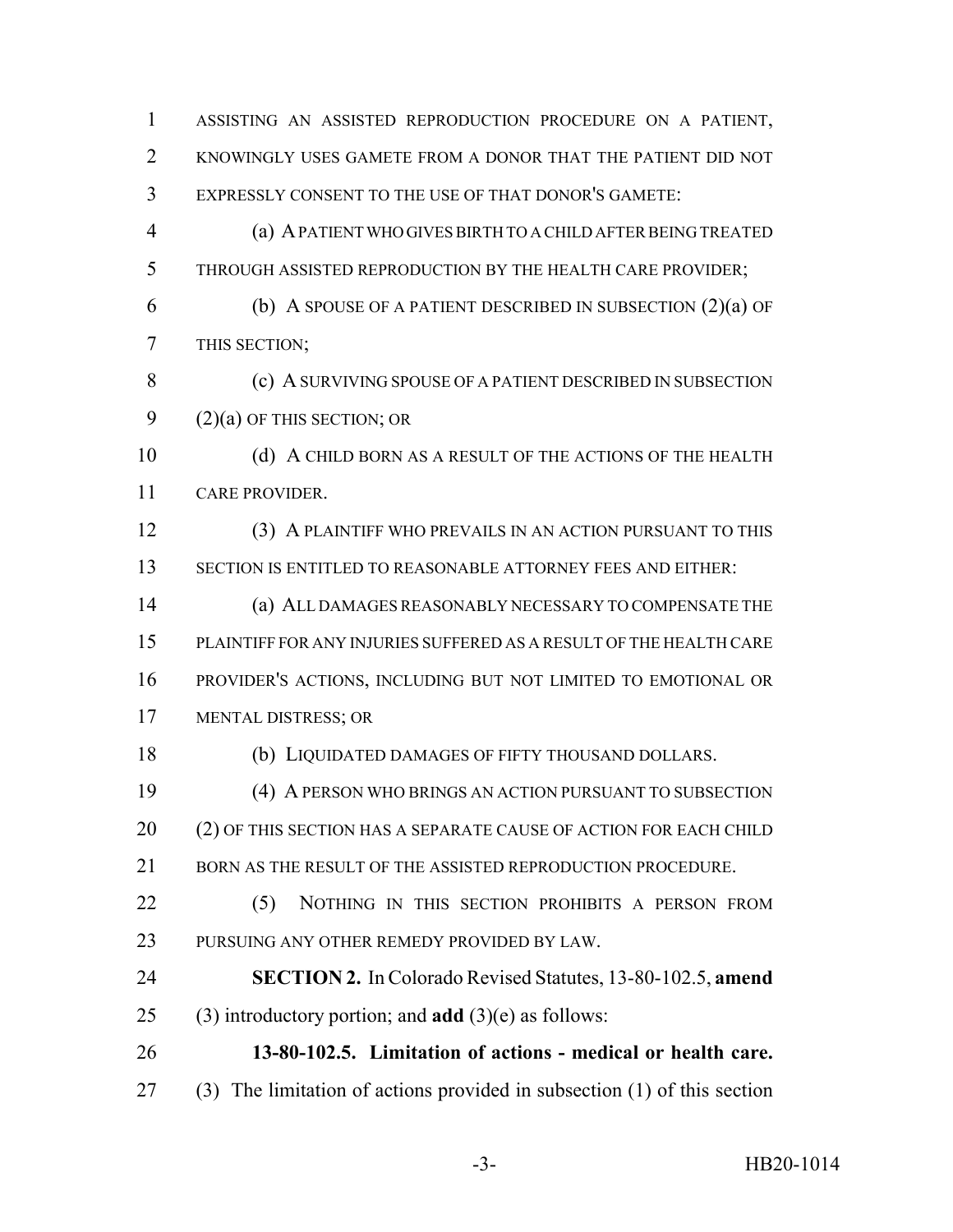ASSISTING AN ASSISTED REPRODUCTION PROCEDURE ON A PATIENT, KNOWINGLY USES GAMETE FROM A DONOR THAT THE PATIENT DID NOT EXPRESSLY CONSENT TO THE USE OF THAT DONOR'S GAMETE:

(a) A PATIENT WHO GIVES BIRTH TO A CHILD AFTER BEING TREATED THROUGH ASSISTED REPRODUCTION BY THE HEALTH CARE PROVIDER;

(b) A SPOUSE OF A PATIENT DESCRIBED IN SUBSECTION (2)(a) OF THIS SECTION;

(c) A SURVIVING SPOUSE OF A PATIENT DESCRIBED IN SUBSECTION (2)(a) OF THIS SECTION; OR

(d) A CHILD BORN AS A RESULT OF THE ACTIONS OF THE HEALTH CARE PROVIDER.

(3) A PLAINTIFF WHO PREVAILS IN AN ACTION PURSUANT TO THIS SECTION IS ENTITLED TO REASONABLE ATTORNEY FEES AND EITHER:

(a) ALL DAMAGES REASONABLY NECESSARY TO COMPENSATE THE PLAINTIFF FOR ANY INJURIES SUFFERED AS A RESULT OF THE HEALTH CARE PROVIDER'S ACTIONS, INCLUDING BUT NOT LIMITED TO EMOTIONAL OR MENTAL DISTRESS; OR

(b) LIQUIDATED DAMAGES OF FIFTY THOUSAND DOLLARS.

(4) A PERSON WHO BRINGS AN ACTION PURSUANT TO SUBSECTION (2) OF THIS SECTION HAS A SEPARATE CAUSE OF ACTION FOR EACH CHILD BORN AS THE RESULT OF THE ASSISTED REPRODUCTION PROCEDURE.

(5) NOTHING IN THIS SECTION PROHIBITS A PERSON FROM PURSUING ANY OTHER REMEDY PROVIDED BY LAW.

**SECTION 2.** In Colorado Revised Statutes, 13-80-102.5, **amend** (3) introductory portion; and **add** (3)(e) as follows:

**13-80-102.5. Limitation of actions - medical or health care.** (3) The limitation of actions provided in subsection (1) of this section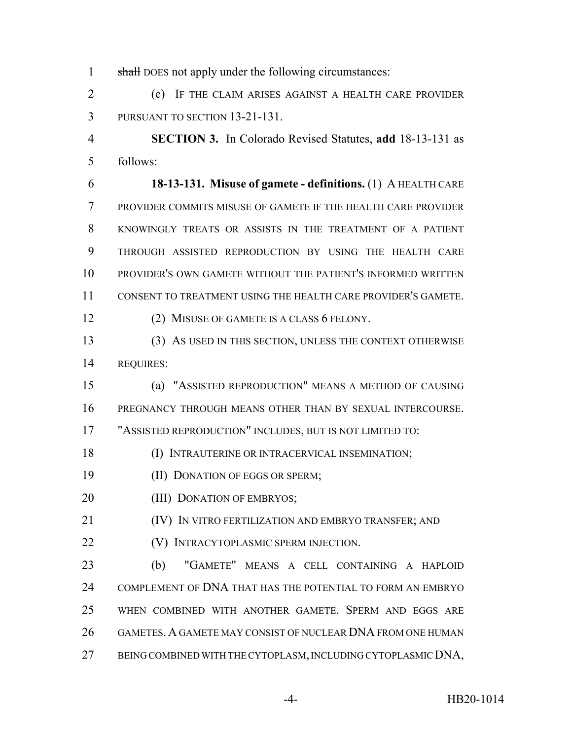~~shall~~ DOES not apply under the following circumstances:

(e) IF THE CLAIM ARISES AGAINST A HEALTH CARE PROVIDER PURSUANT TO SECTION 13-21-131.

**SECTION 3.** In Colorado Revised Statutes, **add** 18-13-131 as follows:

**18-13-131. Misuse of gamete - definitions.** (1) A HEALTH CARE PROVIDER COMMITS MISUSE OF GAMETE IF THE HEALTH CARE PROVIDER KNOWINGLY TREATS OR ASSISTS IN THE TREATMENT OF A PATIENT THROUGH ASSISTED REPRODUCTION BY USING THE HEALTH CARE PROVIDER'S OWN GAMETE WITHOUT THE PATIENT'S INFORMED WRITTEN CONSENT TO TREATMENT USING THE HEALTH CARE PROVIDER'S GAMETE.

(2) MISUSE OF GAMETE IS A CLASS 6 FELONY.

(3) AS USED IN THIS SECTION, UNLESS THE CONTEXT OTHERWISE REQUIRES:

(a) "ASSISTED REPRODUCTION" MEANS A METHOD OF CAUSING PREGNANCY THROUGH MEANS OTHER THAN BY SEXUAL INTERCOURSE. "ASSISTED REPRODUCTION" INCLUDES, BUT IS NOT LIMITED TO:

(I) INTRAUTERINE OR INTRACERVICAL INSEMINATION;

(II) DONATION OF EGGS OR SPERM;

(III) DONATION OF EMBRYOS;

(IV) IN VITRO FERTILIZATION AND EMBRYO TRANSFER; AND

(V) INTRACYTOPLASMIC SPERM INJECTION.

(b) "GAMETE" MEANS A CELL CONTAINING A HAPLOID COMPLEMENT OF DNA THAT HAS THE POTENTIAL TO FORM AN EMBRYO WHEN COMBINED WITH ANOTHER GAMETE. SPERM AND EGGS ARE GAMETES. A GAMETE MAY CONSIST OF NUCLEAR DNA FROM ONE HUMAN BEING COMBINED WITH THE CYTOPLASM, INCLUDING CYTOPLASMIC DNA,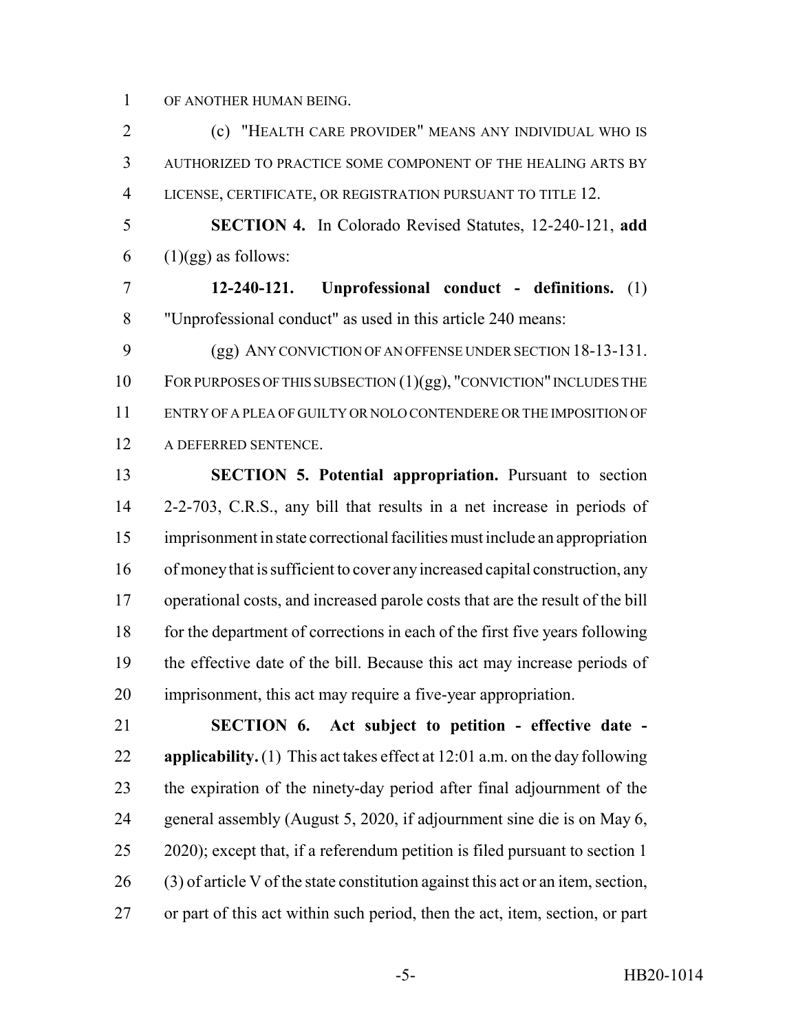OF ANOTHER HUMAN BEING.

(c) "HEALTH CARE PROVIDER" MEANS ANY INDIVIDUAL WHO IS AUTHORIZED TO PRACTICE SOME COMPONENT OF THE HEALING ARTS BY LICENSE, CERTIFICATE, OR REGISTRATION PURSUANT TO TITLE 12.

**SECTION 4.** In Colorado Revised Statutes, 12-240-121, **add** (1)(gg) as follows:

**12-240-121. Unprofessional conduct - definitions.** (1) "Unprofessional conduct" as used in this article 240 means:

(gg) ANY CONVICTION OF AN OFFENSE UNDER SECTION 18-13-131. FOR PURPOSES OF THIS SUBSECTION (1)(gg), "CONVICTION" INCLUDES THE ENTRY OF A PLEA OF GUILTY OR NOLO CONTENDERE OR THE IMPOSITION OF A DEFERRED SENTENCE.

**SECTION 5. Potential appropriation.** Pursuant to section 2-2-703, C.R.S., any bill that results in a net increase in periods of imprisonment in state correctional facilities must include an appropriation of money that is sufficient to cover any increased capital construction, any operational costs, and increased parole costs that are the result of the bill for the department of corrections in each of the first five years following the effective date of the bill. Because this act may increase periods of imprisonment, this act may require a five-year appropriation.

**SECTION 6. Act subject to petition - effective date - applicability.** (1) This act takes effect at 12:01 a.m. on the day following the expiration of the ninety-day period after final adjournment of the general assembly (August 5, 2020, if adjournment sine die is on May 6, 2020); except that, if a referendum petition is filed pursuant to section 1 (3) of article V of the state constitution against this act or an item, section, or part of this act within such period, then the act, item, section, or part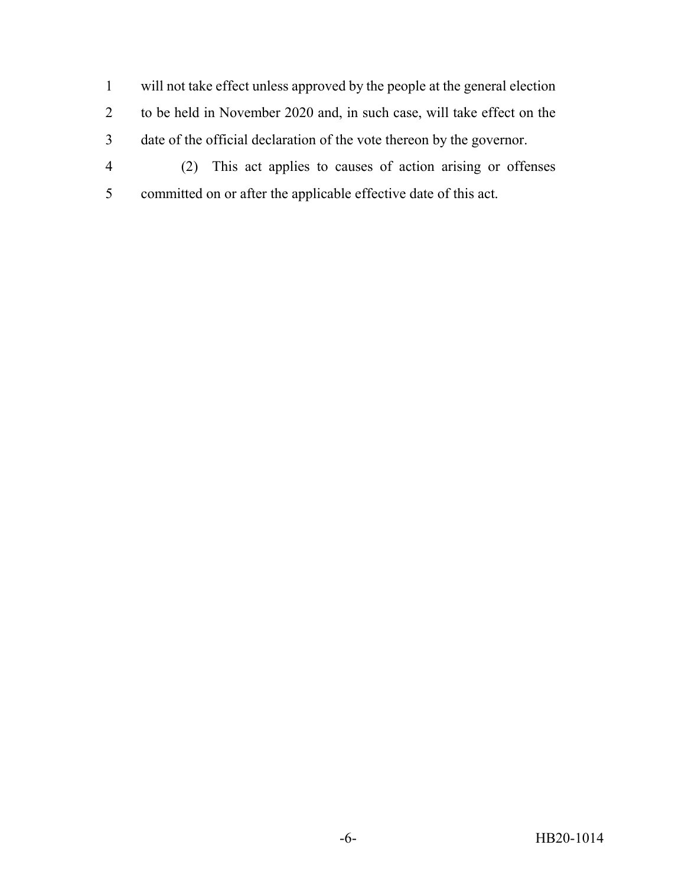will not take effect unless approved by the people at the general election to be held in November 2020 and, in such case, will take effect on the date of the official declaration of the vote thereon by the governor.

(2) This act applies to causes of action arising or offenses committed on or after the applicable effective date of this act.